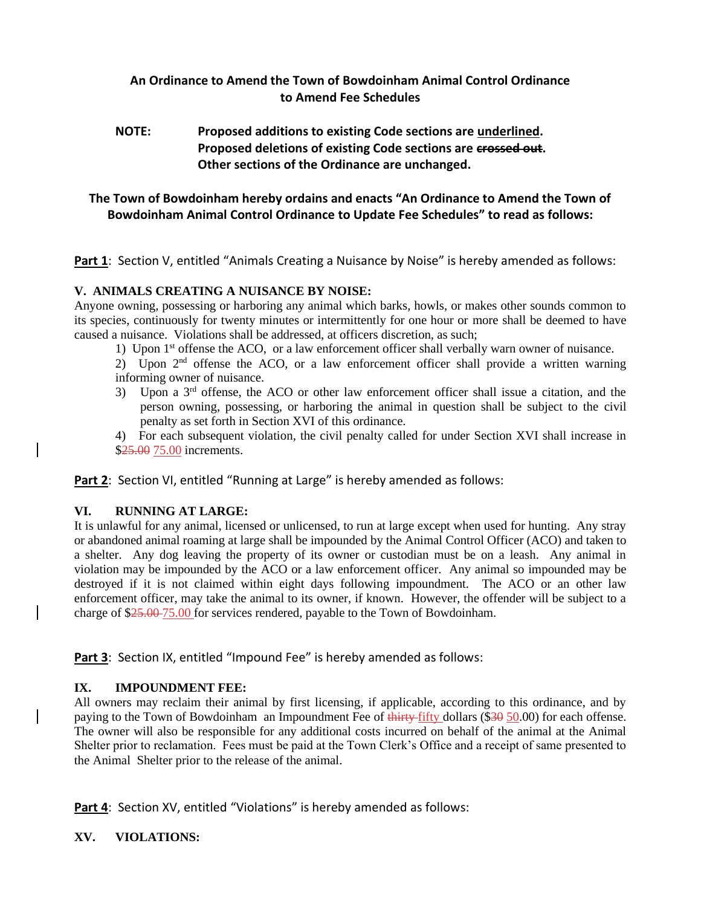**An Ordinance to Amend the Town of Bowdoinham Animal Control Ordinance to Amend Fee Schedules**

**NOTE:** **Proposed additions to existing Code sections are <u>underlined</u>.**
**Proposed deletions of existing Code sections are ~~crossed out~~.**
**Other sections of the Ordinance are unchanged.**

**The Town of Bowdoinham hereby ordains and enacts "An Ordinance to Amend the Town of Bowdoinham Animal Control Ordinance to Update Fee Schedules" to read as follows:**

**<u>Part 1</u>**: Section V, entitled "Animals Creating a Nuisance by Noise" is hereby amended as follows:

**V. ANIMALS CREATING A NUISANCE BY NOISE:**

Anyone owning, possessing or harboring any animal which barks, howls, or makes other sounds common to its species, continuously for twenty minutes or intermittently for one hour or more shall be deemed to have caused a nuisance. Violations shall be addressed, at officers discretion, as such;

1) Upon 1st offense the ACO, or a law enforcement officer shall verbally warn owner of nuisance.
2) Upon 2nd offense the ACO, or a law enforcement officer shall provide a written warning informing owner of nuisance.
3) Upon a 3rd offense, the ACO or other law enforcement officer shall issue a citation, and the person owning, possessing, or harboring the animal in question shall be subject to the civil penalty as set forth in Section XVI of this ordinance.
4) For each subsequent violation, the civil penalty called for under Section XVI shall increase in $~~25.00~~ <u>75.00</u> increments.

**<u>Part 2</u>**: Section VI, entitled "Running at Large" is hereby amended as follows:

**VI. RUNNING AT LARGE:**

It is unlawful for any animal, licensed or unlicensed, to run at large except when used for hunting. Any stray or abandoned animal roaming at large shall be impounded by the Animal Control Officer (ACO) and taken to a shelter. Any dog leaving the property of its owner or custodian must be on a leash. Any animal in violation may be impounded by the ACO or a law enforcement officer. Any animal so impounded may be destroyed if it is not claimed within eight days following impoundment. The ACO or an other law enforcement officer, may take the animal to its owner, if known. However, the offender will be subject to a charge of $~~25.00~~ <u>75.00</u> for services rendered, payable to the Town of Bowdoinham.

**<u>Part 3</u>**: Section IX, entitled "Impound Fee" is hereby amended as follows:

**IX. IMPOUNDMENT FEE:**

All owners may reclaim their animal by first licensing, if applicable, according to this ordinance, and by paying to the Town of Bowdoinham an Impoundment Fee of ~~thirty~~ <u>fifty</u> dollars ($~~30~~ <u>50</u>.00) for each offense. The owner will also be responsible for any additional costs incurred on behalf of the animal at the Animal Shelter prior to reclamation. Fees must be paid at the Town Clerk's Office and a receipt of same presented to the Animal Shelter prior to the release of the animal.

**<u>Part 4</u>**: Section XV, entitled "Violations" is hereby amended as follows:

**XV. VIOLATIONS:**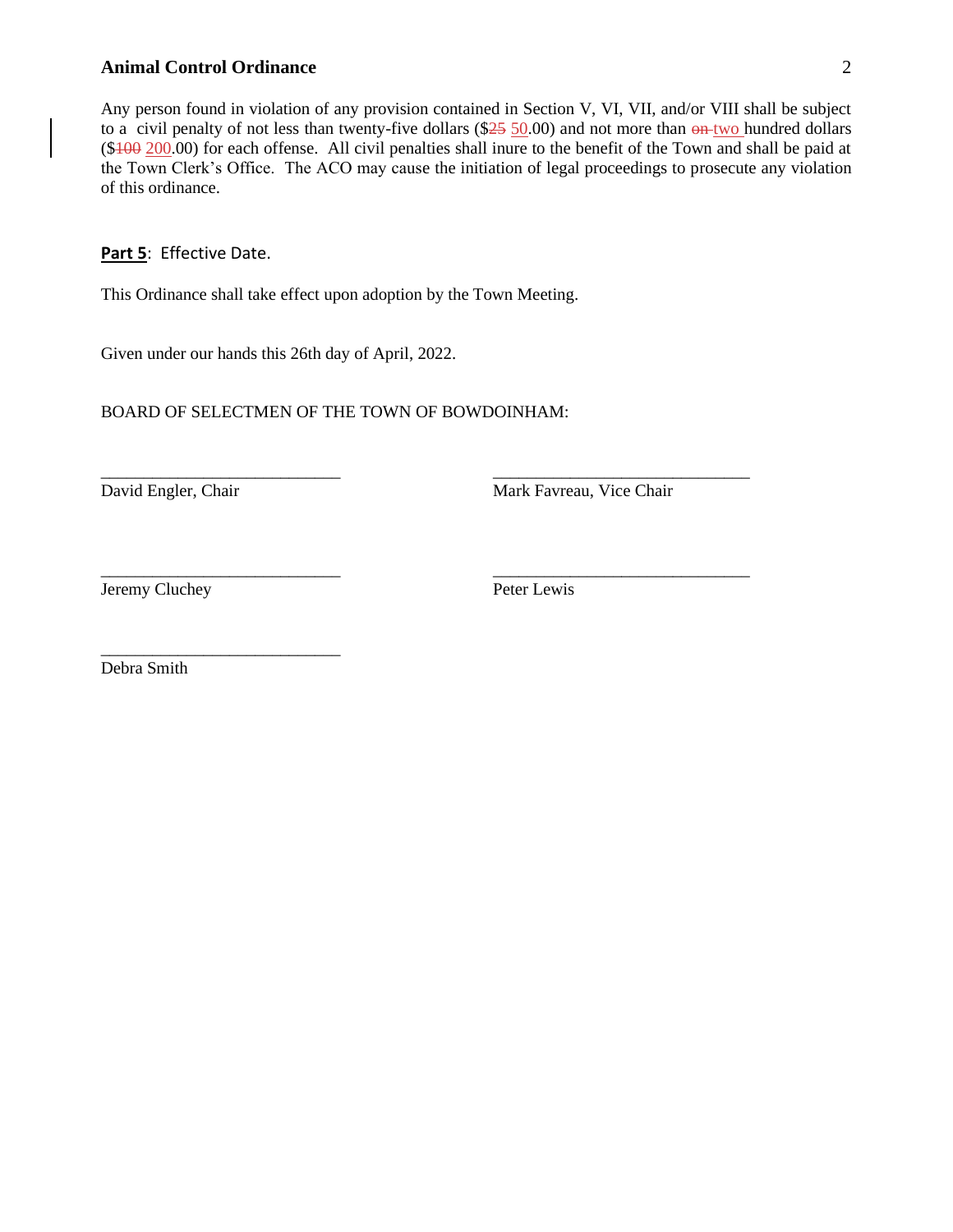Any person found in violation of any provision contained in Section V, VI, VII, and/or VIII shall be subject to a civil penalty of not less than twenty-five dollars ($~~25~~ 50.00) and not more than ~~on~~ two hundred dollars ($~~100~~ 200.00) for each offense. All civil penalties shall inure to the benefit of the Town and shall be paid at the Town Clerk's Office. The ACO may cause the initiation of legal proceedings to prosecute any violation of this ordinance.

**Part 5**: Effective Date.

This Ordinance shall take effect upon adoption by the Town Meeting.

Given under our hands this 26th day of April, 2022.

BOARD OF SELECTMEN OF THE TOWN OF BOWDOINHAM:

___________________________
David Engler, Chair

___________________________
Mark Favreau, Vice Chair

___________________________
Jeremy Cluchey

___________________________
Peter Lewis

___________________________
Debra Smith